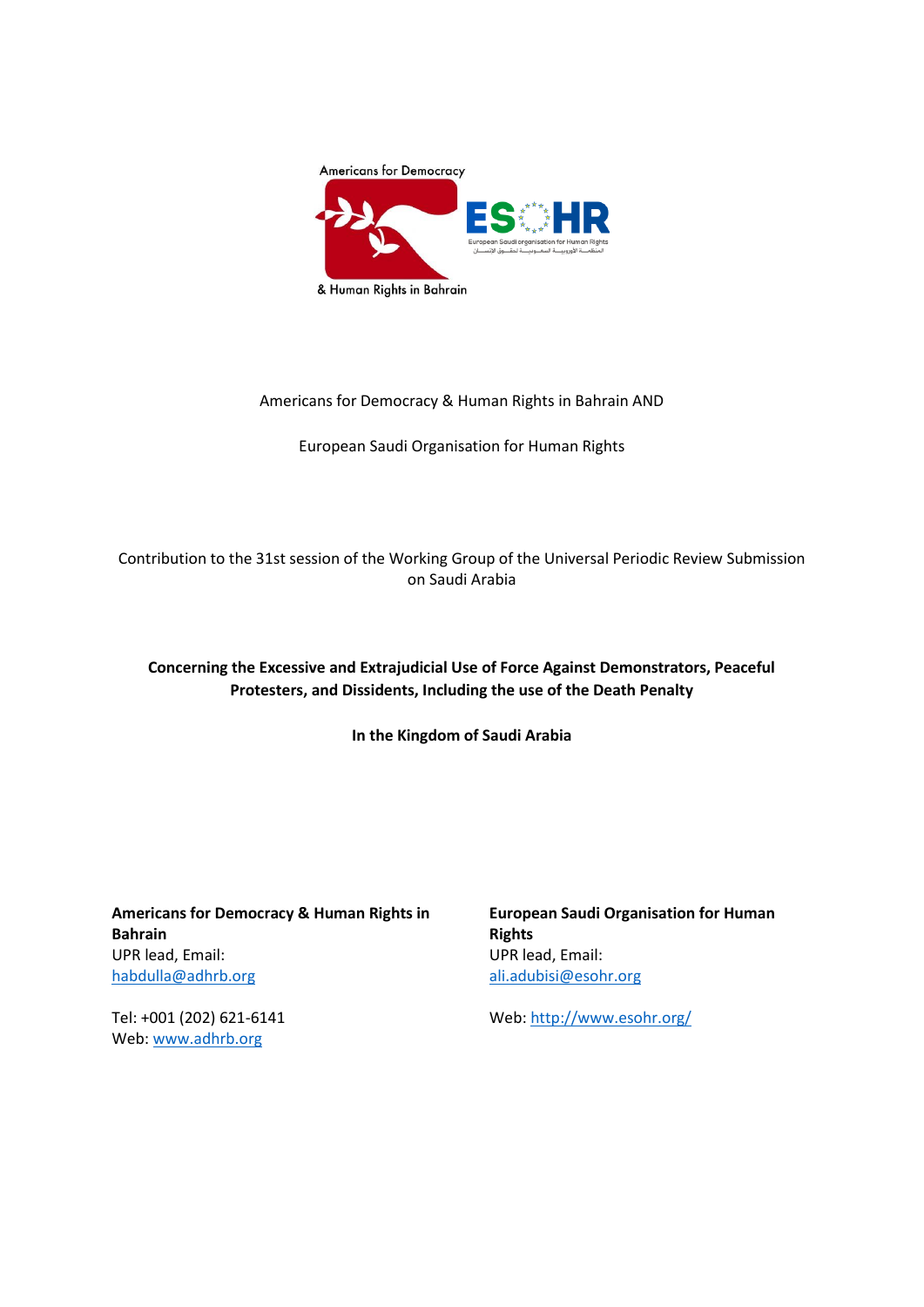Americans for Democracy & Human Rights in Bahrain AND

European Saudi Organisation for Human Rights

Contribution to the 31st session of the Working Group of the Universal Periodic Review Submission on Saudi Arabia

**Concerning the Excessive and Extrajudicial Use of Force Against Demonstrators, Peaceful Protesters, and Dissidents, Including the use of the Death Penalty**

**In the Kingdom of Saudi Arabia**

**Americans for Democracy & Human Rights in Bahrain**
UPR lead, Email:
habdulla@adhrb.org

Tel: +001 (202) 621-6141
Web: www.adhrb.org

**European Saudi Organisation for Human Rights**
UPR lead, Email:
ali.adubisi@esohr.org

Web: http://www.esohr.org/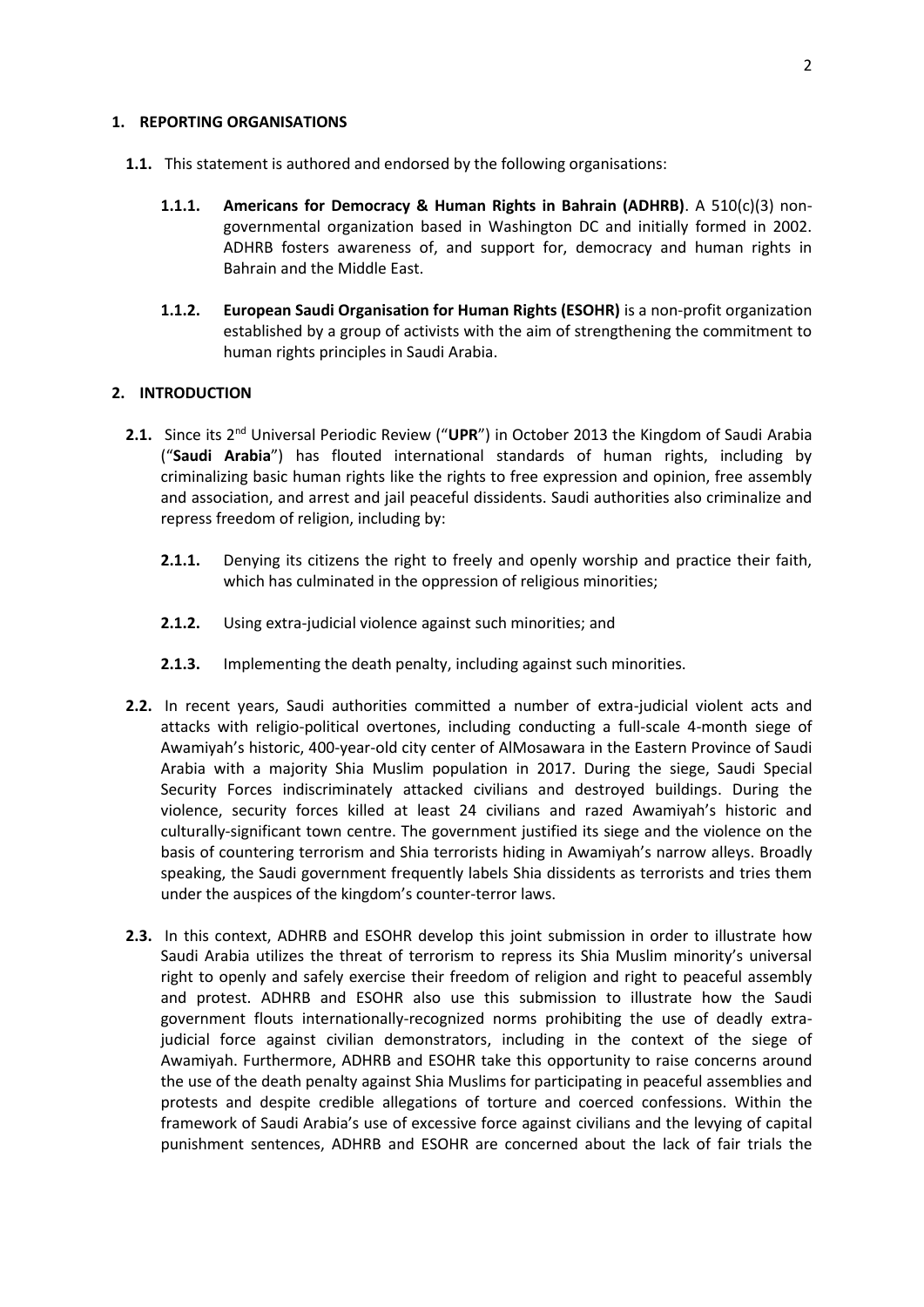## 1. REPORTING ORGANISATIONS

**1.1.** This statement is authored and endorsed by the following organisations:

**1.1.1.** **Americans for Democracy & Human Rights in Bahrain (ADHRB)**. A 510(c)(3) non-governmental organization based in Washington DC and initially formed in 2002. ADHRB fosters awareness of, and support for, democracy and human rights in Bahrain and the Middle East.

**1.1.2.** **European Saudi Organisation for Human Rights (ESOHR)** is a non-profit organization established by a group of activists with the aim of strengthening the commitment to human rights principles in Saudi Arabia.

## 2. INTRODUCTION

**2.1.** Since its 2nd Universal Periodic Review ("**UPR**") in October 2013 the Kingdom of Saudi Arabia ("**Saudi Arabia**") has flouted international standards of human rights, including by criminalizing basic human rights like the rights to free expression and opinion, free assembly and association, and arrest and jail peaceful dissidents. Saudi authorities also criminalize and repress freedom of religion, including by:

**2.1.1.** Denying its citizens the right to freely and openly worship and practice their faith, which has culminated in the oppression of religious minorities;

**2.1.2.** Using extra-judicial violence against such minorities; and

**2.1.3.** Implementing the death penalty, including against such minorities.

**2.2.** In recent years, Saudi authorities committed a number of extra-judicial violent acts and attacks with religio-political overtones, including conducting a full-scale 4-month siege of Awamiyah's historic, 400-year-old city center of AlMosawara in the Eastern Province of Saudi Arabia with a majority Shia Muslim population in 2017. During the siege, Saudi Special Security Forces indiscriminately attacked civilians and destroyed buildings. During the violence, security forces killed at least 24 civilians and razed Awamiyah's historic and culturally-significant town centre. The government justified its siege and the violence on the basis of countering terrorism and Shia terrorists hiding in Awamiyah's narrow alleys. Broadly speaking, the Saudi government frequently labels Shia dissidents as terrorists and tries them under the auspices of the kingdom's counter-terror laws.

**2.3.** In this context, ADHRB and ESOHR develop this joint submission in order to illustrate how Saudi Arabia utilizes the threat of terrorism to repress its Shia Muslim minority's universal right to openly and safely exercise their freedom of religion and right to peaceful assembly and protest. ADHRB and ESOHR also use this submission to illustrate how the Saudi government flouts internationally-recognized norms prohibiting the use of deadly extra-judicial force against civilian demonstrators, including in the context of the siege of Awamiyah. Furthermore, ADHRB and ESOHR take this opportunity to raise concerns around the use of the death penalty against Shia Muslims for participating in peaceful assemblies and protests and despite credible allegations of torture and coerced confessions. Within the framework of Saudi Arabia's use of excessive force against civilians and the levying of capital punishment sentences, ADHRB and ESOHR are concerned about the lack of fair trials the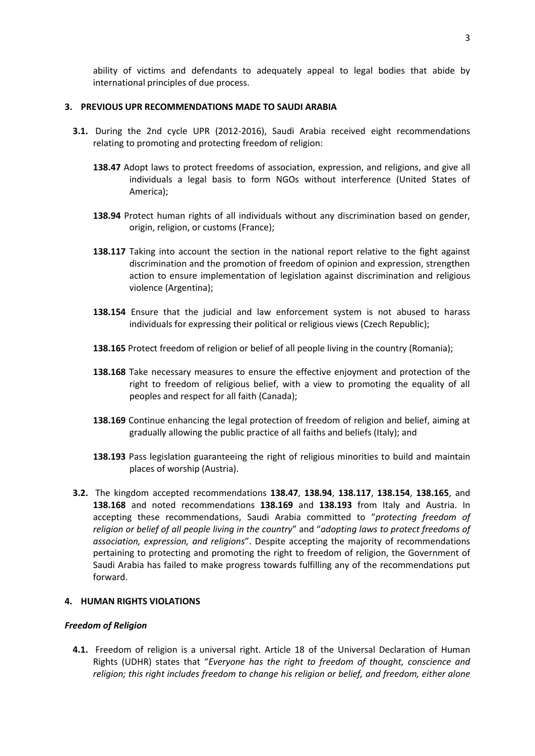ability of victims and defendants to adequately appeal to legal bodies that abide by international principles of due process.

## 3. PREVIOUS UPR RECOMMENDATIONS MADE TO SAUDI ARABIA

**3.1.** During the 2nd cycle UPR (2012-2016), Saudi Arabia received eight recommendations relating to promoting and protecting freedom of religion:

**138.47** Adopt laws to protect freedoms of association, expression, and religions, and give all individuals a legal basis to form NGOs without interference (United States of America);

**138.94** Protect human rights of all individuals without any discrimination based on gender, origin, religion, or customs (France);

**138.117** Taking into account the section in the national report relative to the fight against discrimination and the promotion of freedom of opinion and expression, strengthen action to ensure implementation of legislation against discrimination and religious violence (Argentina);

**138.154** Ensure that the judicial and law enforcement system is not abused to harass individuals for expressing their political or religious views (Czech Republic);

**138.165** Protect freedom of religion or belief of all people living in the country (Romania);

**138.168** Take necessary measures to ensure the effective enjoyment and protection of the right to freedom of religious belief, with a view to promoting the equality of all peoples and respect for all faith (Canada);

**138.169** Continue enhancing the legal protection of freedom of religion and belief, aiming at gradually allowing the public practice of all faiths and beliefs (Italy); and

**138.193** Pass legislation guaranteeing the right of religious minorities to build and maintain places of worship (Austria).

**3.2.** The kingdom accepted recommendations **138.47**, **138.94**, **138.117**, **138.154**, **138.165**, and **138.168** and noted recommendations **138.169** and **138.193** from Italy and Austria. In accepting these recommendations, Saudi Arabia committed to "*protecting freedom of religion or belief of all people living in the country*" and "*adopting laws to protect freedoms of association, expression, and religions*". Despite accepting the majority of recommendations pertaining to protecting and promoting the right to freedom of religion, the Government of Saudi Arabia has failed to make progress towards fulfilling any of the recommendations put forward.

## 4. HUMAN RIGHTS VIOLATIONS

### *Freedom of Religion*

**4.1.** Freedom of religion is a universal right. Article 18 of the Universal Declaration of Human Rights (UDHR) states that "*Everyone has the right to freedom of thought, conscience and religion; this right includes freedom to change his religion or belief, and freedom, either alone*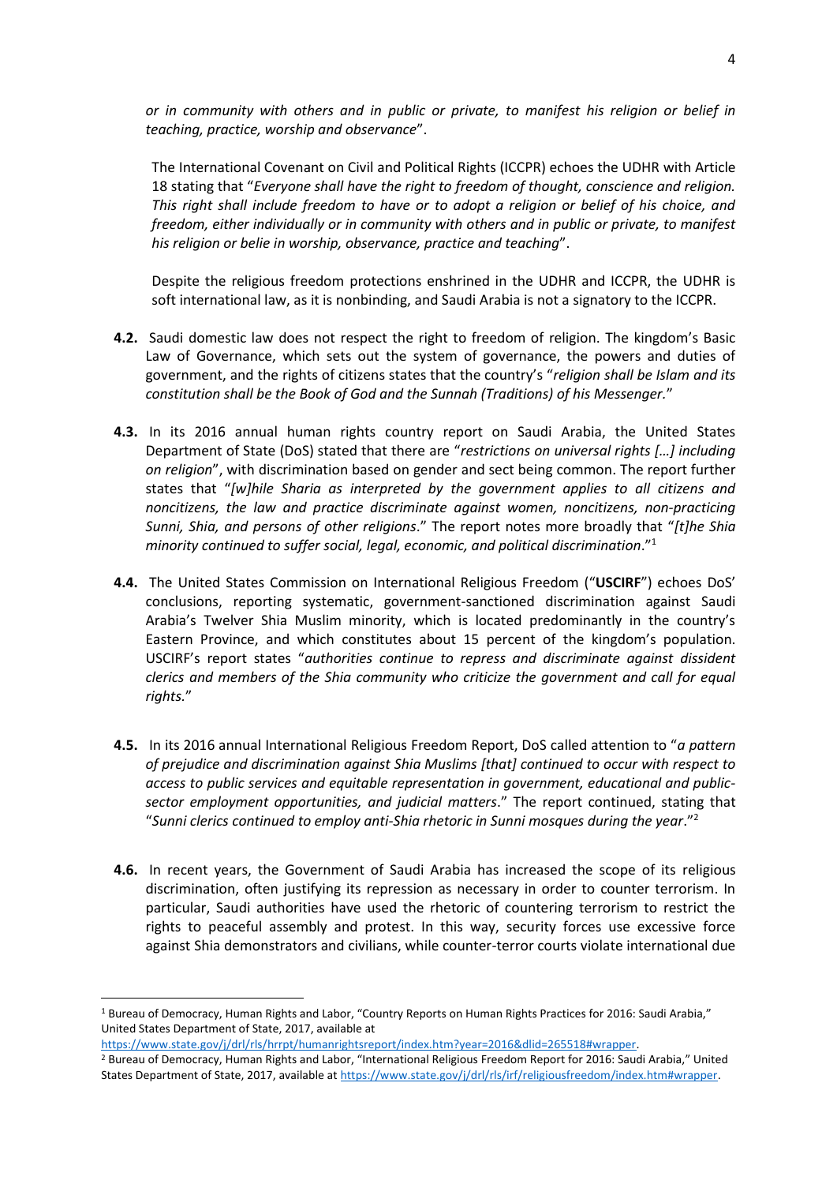*or in community with others and in public or private, to manifest his religion or belief in teaching, practice, worship and observance*".

The International Covenant on Civil and Political Rights (ICCPR) echoes the UDHR with Article 18 stating that "*Everyone shall have the right to freedom of thought, conscience and religion. This right shall include freedom to have or to adopt a religion or belief of his choice, and freedom, either individually or in community with others and in public or private, to manifest his religion or belie in worship, observance, practice and teaching*".

Despite the religious freedom protections enshrined in the UDHR and ICCPR, the UDHR is soft international law, as it is nonbinding, and Saudi Arabia is not a signatory to the ICCPR.

**4.2.** Saudi domestic law does not respect the right to freedom of religion. The kingdom's Basic Law of Governance, which sets out the system of governance, the powers and duties of government, and the rights of citizens states that the country's "*religion shall be Islam and its constitution shall be the Book of God and the Sunnah (Traditions) of his Messenger.*"

**4.3.** In its 2016 annual human rights country report on Saudi Arabia, the United States Department of State (DoS) stated that there are "*restrictions on universal rights […] including on religion*", with discrimination based on gender and sect being common. The report further states that "*[w]hile Sharia as interpreted by the government applies to all citizens and noncitizens, the law and practice discriminate against women, noncitizens, non-practicing Sunni, Shia, and persons of other religions*." The report notes more broadly that "*[t]he Shia minority continued to suffer social, legal, economic, and political discrimination*."[1]

**4.4.** The United States Commission on International Religious Freedom ("**USCIRF**") echoes DoS' conclusions, reporting systematic, government-sanctioned discrimination against Saudi Arabia's Twelver Shia Muslim minority, which is located predominantly in the country's Eastern Province, and which constitutes about 15 percent of the kingdom's population. USCIRF's report states "*authorities continue to repress and discriminate against dissident clerics and members of the Shia community who criticize the government and call for equal rights.*"

**4.5.** In its 2016 annual International Religious Freedom Report, DoS called attention to "*a pattern of prejudice and discrimination against Shia Muslims [that] continued to occur with respect to access to public services and equitable representation in government, educational and public-sector employment opportunities, and judicial matters*." The report continued, stating that "*Sunni clerics continued to employ anti-Shia rhetoric in Sunni mosques during the year*."[2]

**4.6.** In recent years, the Government of Saudi Arabia has increased the scope of its religious discrimination, often justifying its repression as necessary in order to counter terrorism. In particular, Saudi authorities have used the rhetoric of countering terrorism to restrict the rights to peaceful assembly and protest. In this way, security forces use excessive force against Shia demonstrators and civilians, while counter-terror courts violate international due

---

[1] Bureau of Democracy, Human Rights and Labor, "Country Reports on Human Rights Practices for 2016: Saudi Arabia," United States Department of State, 2017, available at https://www.state.gov/j/drl/rls/hrrpt/humanrightsreport/index.htm?year=2016&dlid=265518#wrapper.

[2] Bureau of Democracy, Human Rights and Labor, "International Religious Freedom Report for 2016: Saudi Arabia," United States Department of State, 2017, available at https://www.state.gov/j/drl/rls/irf/religiousfreedom/index.htm#wrapper.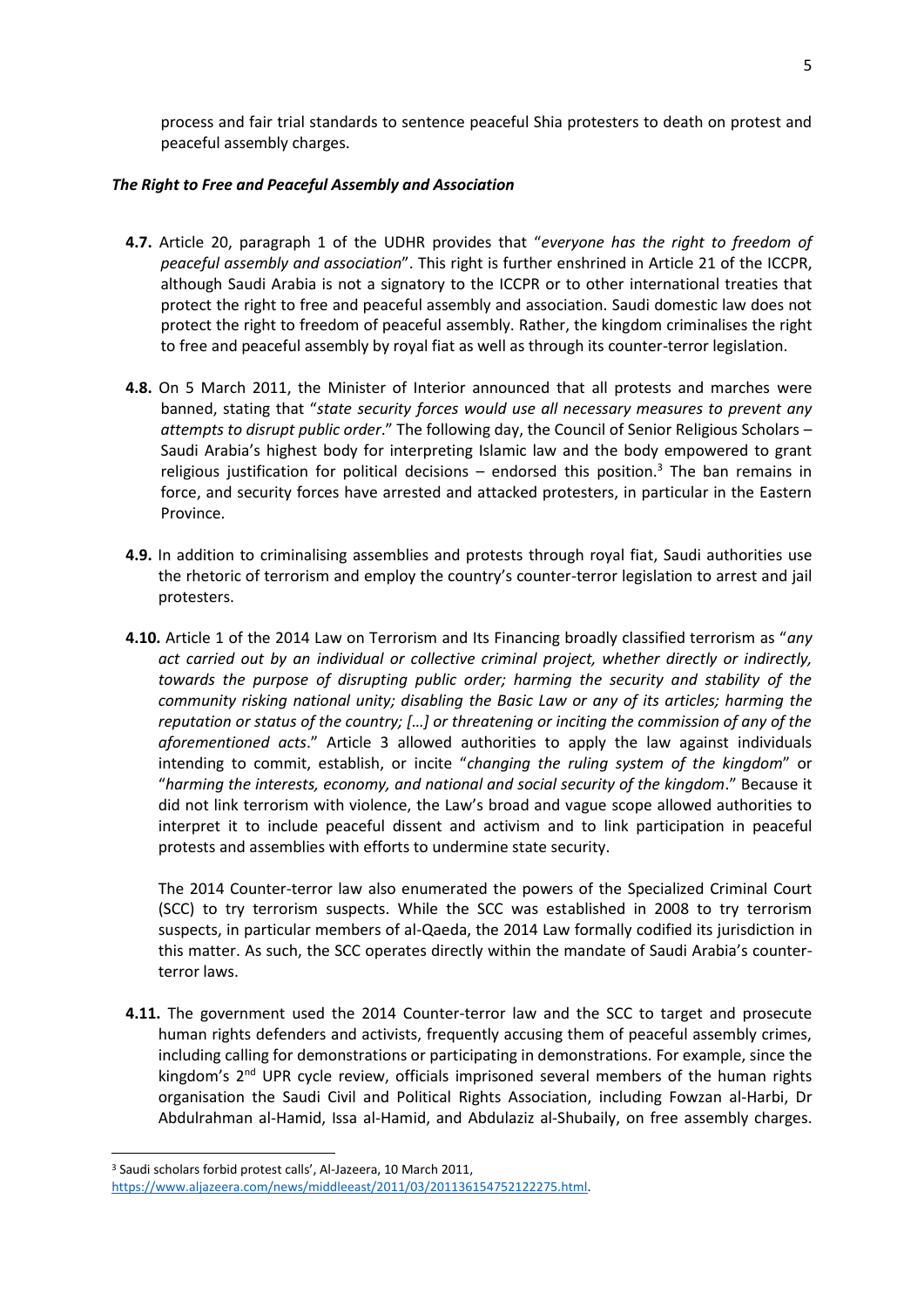process and fair trial standards to sentence peaceful Shia protesters to death on protest and peaceful assembly charges.

### *The Right to Free and Peaceful Assembly and Association*

**4.7.** Article 20, paragraph 1 of the UDHR provides that "*everyone has the right to freedom of peaceful assembly and association*". This right is further enshrined in Article 21 of the ICCPR, although Saudi Arabia is not a signatory to the ICCPR or to other international treaties that protect the right to free and peaceful assembly and association. Saudi domestic law does not protect the right to freedom of peaceful assembly. Rather, the kingdom criminalises the right to free and peaceful assembly by royal fiat as well as through its counter-terror legislation.

**4.8.** On 5 March 2011, the Minister of Interior announced that all protests and marches were banned, stating that "*state security forces would use all necessary measures to prevent any attempts to disrupt public order*." The following day, the Council of Senior Religious Scholars – Saudi Arabia's highest body for interpreting Islamic law and the body empowered to grant religious justification for political decisions – endorsed this position.[3] The ban remains in force, and security forces have arrested and attacked protesters, in particular in the Eastern Province.

**4.9.** In addition to criminalising assemblies and protests through royal fiat, Saudi authorities use the rhetoric of terrorism and employ the country's counter-terror legislation to arrest and jail protesters.

**4.10.** Article 1 of the 2014 Law on Terrorism and Its Financing broadly classified terrorism as "*any act carried out by an individual or collective criminal project, whether directly or indirectly, towards the purpose of disrupting public order; harming the security and stability of the community risking national unity; disabling the Basic Law or any of its articles; harming the reputation or status of the country; […] or threatening or inciting the commission of any of the aforementioned acts*." Article 3 allowed authorities to apply the law against individuals intending to commit, establish, or incite "*changing the ruling system of the kingdom*" or "*harming the interests, economy, and national and social security of the kingdom*." Because it did not link terrorism with violence, the Law's broad and vague scope allowed authorities to interpret it to include peaceful dissent and activism and to link participation in peaceful protests and assemblies with efforts to undermine state security.

The 2014 Counter-terror law also enumerated the powers of the Specialized Criminal Court (SCC) to try terrorism suspects. While the SCC was established in 2008 to try terrorism suspects, in particular members of al-Qaeda, the 2014 Law formally codified its jurisdiction in this matter. As such, the SCC operates directly within the mandate of Saudi Arabia's counter-terror laws.

**4.11.** The government used the 2014 Counter-terror law and the SCC to target and prosecute human rights defenders and activists, frequently accusing them of peaceful assembly crimes, including calling for demonstrations or participating in demonstrations. For example, since the kingdom's 2nd UPR cycle review, officials imprisoned several members of the human rights organisation the Saudi Civil and Political Rights Association, including Fowzan al-Harbi, Dr Abdulrahman al-Hamid, Issa al-Hamid, and Abdulaziz al-Shubaily, on free assembly charges.

---

[3] Saudi scholars forbid protest calls', Al-Jazeera, 10 March 2011, https://www.aljazeera.com/news/middleeast/2011/03/201136154752122275.html.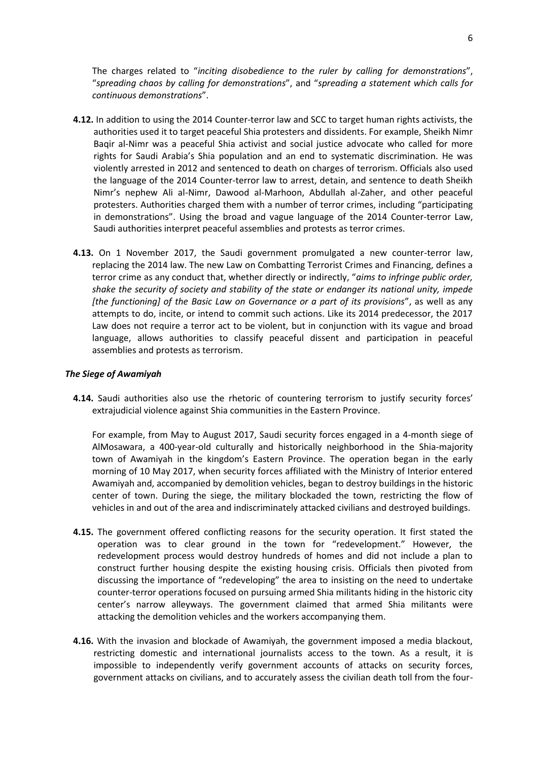The charges related to "*inciting disobedience to the ruler by calling for demonstrations*", "*spreading chaos by calling for demonstrations*", and "*spreading a statement which calls for continuous demonstrations*".

**4.12.** In addition to using the 2014 Counter-terror law and SCC to target human rights activists, the authorities used it to target peaceful Shia protesters and dissidents. For example, Sheikh Nimr Baqir al-Nimr was a peaceful Shia activist and social justice advocate who called for more rights for Saudi Arabia's Shia population and an end to systematic discrimination. He was violently arrested in 2012 and sentenced to death on charges of terrorism. Officials also used the language of the 2014 Counter-terror law to arrest, detain, and sentence to death Sheikh Nimr's nephew Ali al-Nimr, Dawood al-Marhoon, Abdullah al-Zaher, and other peaceful protesters. Authorities charged them with a number of terror crimes, including "participating in demonstrations". Using the broad and vague language of the 2014 Counter-terror Law, Saudi authorities interpret peaceful assemblies and protests as terror crimes.

**4.13.** On 1 November 2017, the Saudi government promulgated a new counter-terror law, replacing the 2014 law. The new Law on Combatting Terrorist Crimes and Financing, defines a terror crime as any conduct that, whether directly or indirectly, "*aims to infringe public order, shake the security of society and stability of the state or endanger its national unity, impede [the functioning] of the Basic Law on Governance or a part of its provisions*", as well as any attempts to do, incite, or intend to commit such actions. Like its 2014 predecessor, the 2017 Law does not require a terror act to be violent, but in conjunction with its vague and broad language, allows authorities to classify peaceful dissent and participation in peaceful assemblies and protests as terrorism.

***The Siege of Awamiyah***

**4.14.** Saudi authorities also use the rhetoric of countering terrorism to justify security forces' extrajudicial violence against Shia communities in the Eastern Province.

For example, from May to August 2017, Saudi security forces engaged in a 4-month siege of AlMosawara, a 400-year-old culturally and historically neighborhood in the Shia-majority town of Awamiyah in the kingdom's Eastern Province. The operation began in the early morning of 10 May 2017, when security forces affiliated with the Ministry of Interior entered Awamiyah and, accompanied by demolition vehicles, began to destroy buildings in the historic center of town. During the siege, the military blockaded the town, restricting the flow of vehicles in and out of the area and indiscriminately attacked civilians and destroyed buildings.

**4.15.** The government offered conflicting reasons for the security operation. It first stated the operation was to clear ground in the town for "redevelopment." However, the redevelopment process would destroy hundreds of homes and did not include a plan to construct further housing despite the existing housing crisis. Officials then pivoted from discussing the importance of "redeveloping" the area to insisting on the need to undertake counter-terror operations focused on pursuing armed Shia militants hiding in the historic city center's narrow alleyways. The government claimed that armed Shia militants were attacking the demolition vehicles and the workers accompanying them.

**4.16.** With the invasion and blockade of Awamiyah, the government imposed a media blackout, restricting domestic and international journalists access to the town. As a result, it is impossible to independently verify government accounts of attacks on security forces, government attacks on civilians, and to accurately assess the civilian death toll from the four-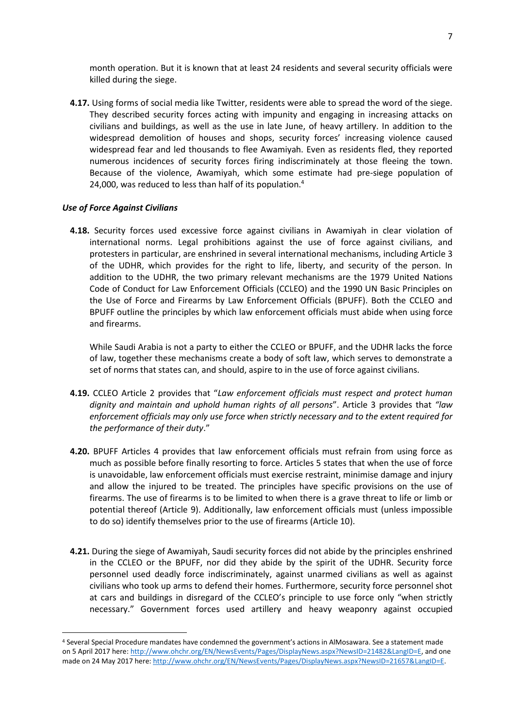month operation. But it is known that at least 24 residents and several security officials were killed during the siege.

**4.17.** Using forms of social media like Twitter, residents were able to spread the word of the siege. They described security forces acting with impunity and engaging in increasing attacks on civilians and buildings, as well as the use in late June, of heavy artillery. In addition to the widespread demolition of houses and shops, security forces' increasing violence caused widespread fear and led thousands to flee Awamiyah. Even as residents fled, they reported numerous incidences of security forces firing indiscriminately at those fleeing the town. Because of the violence, Awamiyah, which some estimate had pre-siege population of 24,000, was reduced to less than half of its population.[4]

### *Use of Force Against Civilians*

**4.18.** Security forces used excessive force against civilians in Awamiyah in clear violation of international norms. Legal prohibitions against the use of force against civilians, and protesters in particular, are enshrined in several international mechanisms, including Article 3 of the UDHR, which provides for the right to life, liberty, and security of the person. In addition to the UDHR, the two primary relevant mechanisms are the 1979 United Nations Code of Conduct for Law Enforcement Officials (CCLEO) and the 1990 UN Basic Principles on the Use of Force and Firearms by Law Enforcement Officials (BPUFF). Both the CCLEO and BPUFF outline the principles by which law enforcement officials must abide when using force and firearms.

While Saudi Arabia is not a party to either the CCLEO or BPUFF, and the UDHR lacks the force of law, together these mechanisms create a body of soft law, which serves to demonstrate a set of norms that states can, and should, aspire to in the use of force against civilians.

**4.19.** CCLEO Article 2 provides that "*Law enforcement officials must respect and protect human dignity and maintain and uphold human rights of all persons*". Article 3 provides that *"law enforcement officials may only use force when strictly necessary and to the extent required for the performance of their duty*."

**4.20.** BPUFF Articles 4 provides that law enforcement officials must refrain from using force as much as possible before finally resorting to force. Articles 5 states that when the use of force is unavoidable, law enforcement officials must exercise restraint, minimise damage and injury and allow the injured to be treated. The principles have specific provisions on the use of firearms. The use of firearms is to be limited to when there is a grave threat to life or limb or potential thereof (Article 9). Additionally, law enforcement officials must (unless impossible to do so) identify themselves prior to the use of firearms (Article 10).

**4.21.** During the siege of Awamiyah, Saudi security forces did not abide by the principles enshrined in the CCLEO or the BPUFF, nor did they abide by the spirit of the UDHR. Security force personnel used deadly force indiscriminately, against unarmed civilians as well as against civilians who took up arms to defend their homes. Furthermore, security force personnel shot at cars and buildings in disregard of the CCLEO's principle to use force only "when strictly necessary." Government forces used artillery and heavy weaponry against occupied

---

[4] Several Special Procedure mandates have condemned the government's actions in AlMosawara. See a statement made on 5 April 2017 here: http://www.ohchr.org/EN/NewsEvents/Pages/DisplayNews.aspx?NewsID=21482&LangID=E, and one made on 24 May 2017 here: http://www.ohchr.org/EN/NewsEvents/Pages/DisplayNews.aspx?NewsID=21657&LangID=E.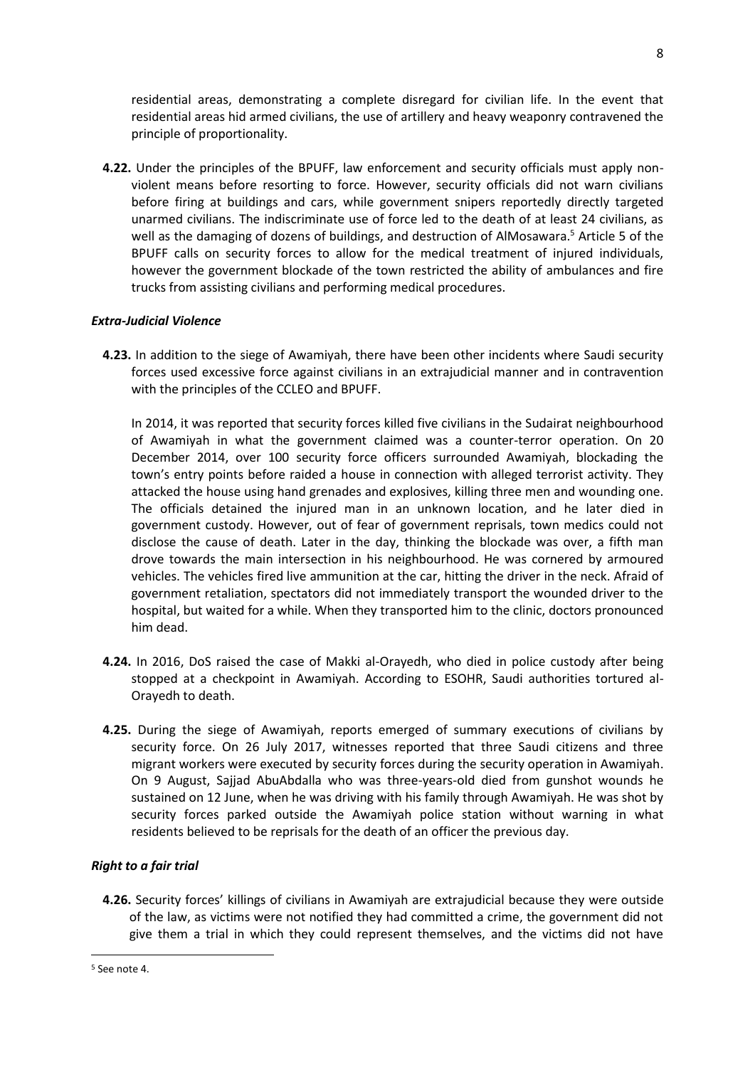residential areas, demonstrating a complete disregard for civilian life. In the event that residential areas hid armed civilians, the use of artillery and heavy weaponry contravened the principle of proportionality.

**4.22.** Under the principles of the BPUFF, law enforcement and security officials must apply non-violent means before resorting to force. However, security officials did not warn civilians before firing at buildings and cars, while government snipers reportedly directly targeted unarmed civilians. The indiscriminate use of force led to the death of at least 24 civilians, as well as the damaging of dozens of buildings, and destruction of AlMosawara.[5] Article 5 of the BPUFF calls on security forces to allow for the medical treatment of injured individuals, however the government blockade of the town restricted the ability of ambulances and fire trucks from assisting civilians and performing medical procedures.

### *Extra-Judicial Violence*

**4.23.** In addition to the siege of Awamiyah, there have been other incidents where Saudi security forces used excessive force against civilians in an extrajudicial manner and in contravention with the principles of the CCLEO and BPUFF.

In 2014, it was reported that security forces killed five civilians in the Sudairat neighbourhood of Awamiyah in what the government claimed was a counter-terror operation. On 20 December 2014, over 100 security force officers surrounded Awamiyah, blockading the town's entry points before raided a house in connection with alleged terrorist activity. They attacked the house using hand grenades and explosives, killing three men and wounding one. The officials detained the injured man in an unknown location, and he later died in government custody. However, out of fear of government reprisals, town medics could not disclose the cause of death. Later in the day, thinking the blockade was over, a fifth man drove towards the main intersection in his neighbourhood. He was cornered by armoured vehicles. The vehicles fired live ammunition at the car, hitting the driver in the neck. Afraid of government retaliation, spectators did not immediately transport the wounded driver to the hospital, but waited for a while. When they transported him to the clinic, doctors pronounced him dead.

**4.24.** In 2016, DoS raised the case of Makki al-Orayedh, who died in police custody after being stopped at a checkpoint in Awamiyah. According to ESOHR, Saudi authorities tortured al-Orayedh to death.

**4.25.** During the siege of Awamiyah, reports emerged of summary executions of civilians by security force. On 26 July 2017, witnesses reported that three Saudi citizens and three migrant workers were executed by security forces during the security operation in Awamiyah. On 9 August, Sajjad AbuAbdalla who was three-years-old died from gunshot wounds he sustained on 12 June, when he was driving with his family through Awamiyah. He was shot by security forces parked outside the Awamiyah police station without warning in what residents believed to be reprisals for the death of an officer the previous day.

### *Right to a fair trial*

**4.26.** Security forces' killings of civilians in Awamiyah are extrajudicial because they were outside of the law, as victims were not notified they had committed a crime, the government did not give them a trial in which they could represent themselves, and the victims did not have

---

[5] See note 4.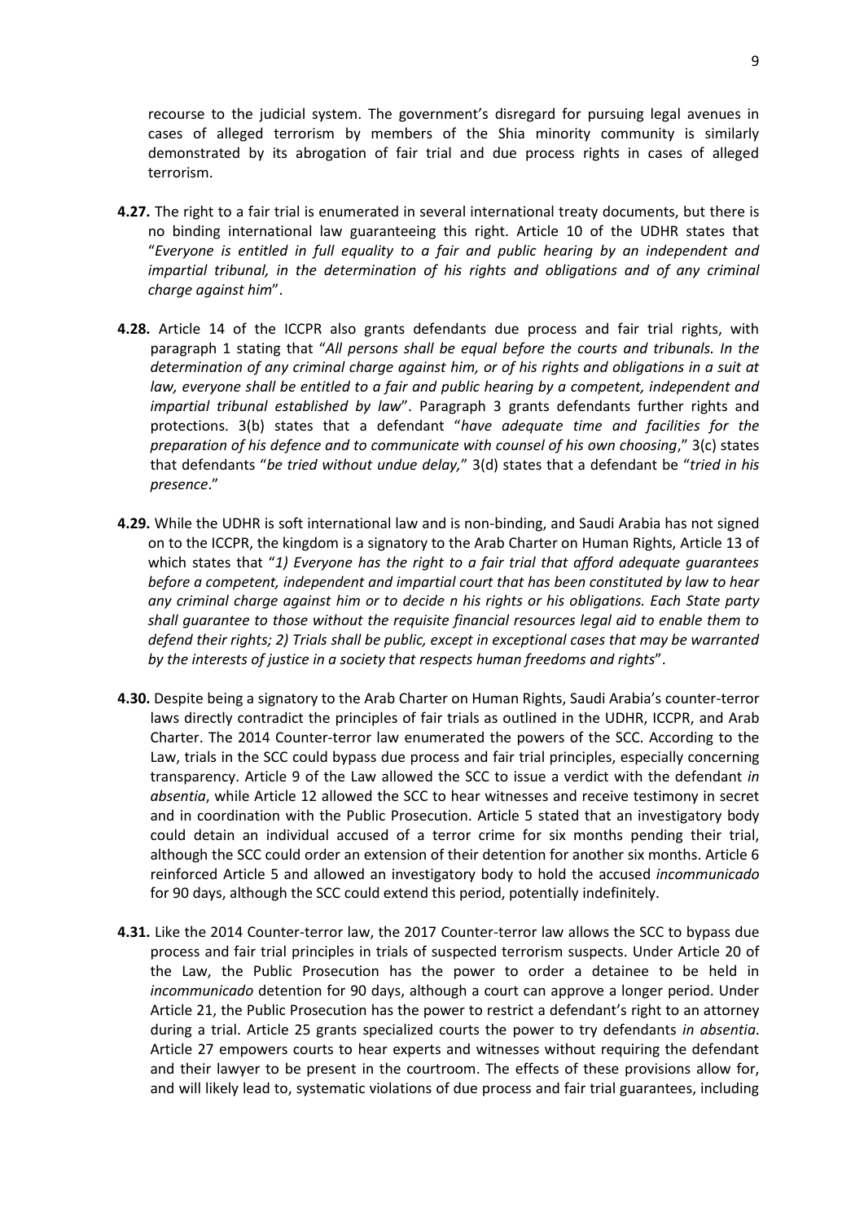recourse to the judicial system. The government's disregard for pursuing legal avenues in cases of alleged terrorism by members of the Shia minority community is similarly demonstrated by its abrogation of fair trial and due process rights in cases of alleged terrorism.

**4.27.** The right to a fair trial is enumerated in several international treaty documents, but there is no binding international law guaranteeing this right. Article 10 of the UDHR states that "*Everyone is entitled in full equality to a fair and public hearing by an independent and impartial tribunal, in the determination of his rights and obligations and of any criminal charge against him*".

**4.28.** Article 14 of the ICCPR also grants defendants due process and fair trial rights, with paragraph 1 stating that "*All persons shall be equal before the courts and tribunals. In the determination of any criminal charge against him, or of his rights and obligations in a suit at law, everyone shall be entitled to a fair and public hearing by a competent, independent and impartial tribunal established by law*". Paragraph 3 grants defendants further rights and protections. 3(b) states that a defendant "*have adequate time and facilities for the preparation of his defence and to communicate with counsel of his own choosing*," 3(c) states that defendants "*be tried without undue delay,*" 3(d) states that a defendant be "*tried in his presence*."

**4.29.** While the UDHR is soft international law and is non-binding, and Saudi Arabia has not signed on to the ICCPR, the kingdom is a signatory to the Arab Charter on Human Rights, Article 13 of which states that "*1) Everyone has the right to a fair trial that afford adequate guarantees before a competent, independent and impartial court that has been constituted by law to hear any criminal charge against him or to decide n his rights or his obligations. Each State party shall guarantee to those without the requisite financial resources legal aid to enable them to defend their rights; 2) Trials shall be public, except in exceptional cases that may be warranted by the interests of justice in a society that respects human freedoms and rights*".

**4.30.** Despite being a signatory to the Arab Charter on Human Rights, Saudi Arabia's counter-terror laws directly contradict the principles of fair trials as outlined in the UDHR, ICCPR, and Arab Charter. The 2014 Counter-terror law enumerated the powers of the SCC. According to the Law, trials in the SCC could bypass due process and fair trial principles, especially concerning transparency. Article 9 of the Law allowed the SCC to issue a verdict with the defendant *in absentia*, while Article 12 allowed the SCC to hear witnesses and receive testimony in secret and in coordination with the Public Prosecution. Article 5 stated that an investigatory body could detain an individual accused of a terror crime for six months pending their trial, although the SCC could order an extension of their detention for another six months. Article 6 reinforced Article 5 and allowed an investigatory body to hold the accused *incommunicado* for 90 days, although the SCC could extend this period, potentially indefinitely.

**4.31.** Like the 2014 Counter-terror law, the 2017 Counter-terror law allows the SCC to bypass due process and fair trial principles in trials of suspected terrorism suspects. Under Article 20 of the Law, the Public Prosecution has the power to order a detainee to be held in *incommunicado* detention for 90 days, although a court can approve a longer period. Under Article 21, the Public Prosecution has the power to restrict a defendant's right to an attorney during a trial. Article 25 grants specialized courts the power to try defendants *in absentia*. Article 27 empowers courts to hear experts and witnesses without requiring the defendant and their lawyer to be present in the courtroom. The effects of these provisions allow for, and will likely lead to, systematic violations of due process and fair trial guarantees, including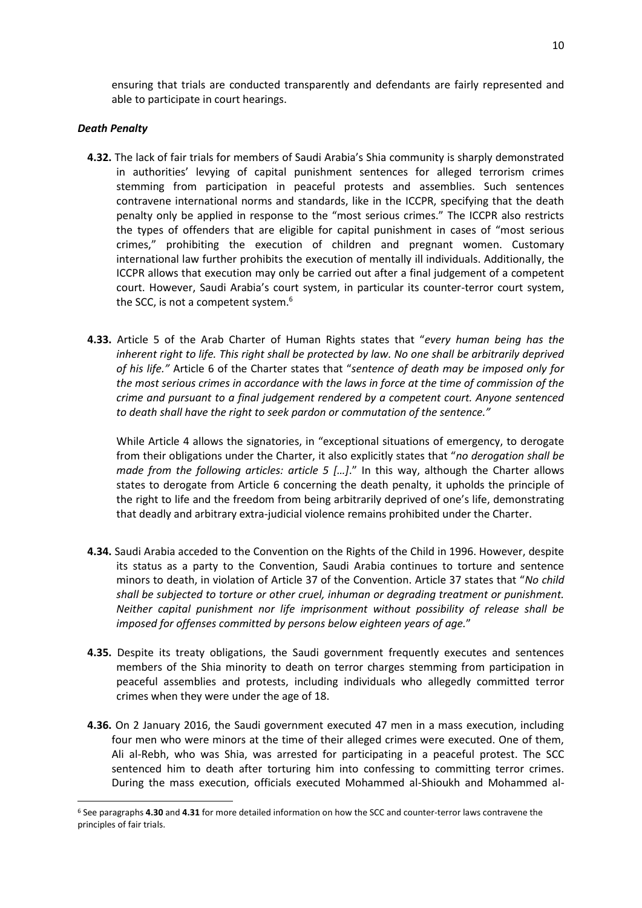ensuring that trials are conducted transparently and defendants are fairly represented and able to participate in court hearings.

***Death Penalty***

**4.32.** The lack of fair trials for members of Saudi Arabia's Shia community is sharply demonstrated in authorities' levying of capital punishment sentences for alleged terrorism crimes stemming from participation in peaceful protests and assemblies. Such sentences contravene international norms and standards, like in the ICCPR, specifying that the death penalty only be applied in response to the "most serious crimes." The ICCPR also restricts the types of offenders that are eligible for capital punishment in cases of "most serious crimes," prohibiting the execution of children and pregnant women. Customary international law further prohibits the execution of mentally ill individuals. Additionally, the ICCPR allows that execution may only be carried out after a final judgement of a competent court. However, Saudi Arabia's court system, in particular its counter-terror court system, the SCC, is not a competent system.[6]

**4.33.** Article 5 of the Arab Charter of Human Rights states that "*every human being has the inherent right to life. This right shall be protected by law. No one shall be arbitrarily deprived of his life."* Article 6 of the Charter states that "*sentence of death may be imposed only for the most serious crimes in accordance with the laws in force at the time of commission of the crime and pursuant to a final judgement rendered by a competent court. Anyone sentenced to death shall have the right to seek pardon or commutation of the sentence."*

While Article 4 allows the signatories, in "exceptional situations of emergency, to derogate from their obligations under the Charter, it also explicitly states that "*no derogation shall be made from the following articles: article 5 […]*." In this way, although the Charter allows states to derogate from Article 6 concerning the death penalty, it upholds the principle of the right to life and the freedom from being arbitrarily deprived of one's life, demonstrating that deadly and arbitrary extra-judicial violence remains prohibited under the Charter.

**4.34.** Saudi Arabia acceded to the Convention on the Rights of the Child in 1996. However, despite its status as a party to the Convention, Saudi Arabia continues to torture and sentence minors to death, in violation of Article 37 of the Convention. Article 37 states that "*No child shall be subjected to torture or other cruel, inhuman or degrading treatment or punishment. Neither capital punishment nor life imprisonment without possibility of release shall be imposed for offenses committed by persons below eighteen years of age.*"

**4.35.** Despite its treaty obligations, the Saudi government frequently executes and sentences members of the Shia minority to death on terror charges stemming from participation in peaceful assemblies and protests, including individuals who allegedly committed terror crimes when they were under the age of 18.

**4.36.** On 2 January 2016, the Saudi government executed 47 men in a mass execution, including four men who were minors at the time of their alleged crimes were executed. One of them, Ali al-Rebh, who was Shia, was arrested for participating in a peaceful protest. The SCC sentenced him to death after torturing him into confessing to committing terror crimes. During the mass execution, officials executed Mohammed al-Shioukh and Mohammed al-

[6] See paragraphs **4.30** and **4.31** for more detailed information on how the SCC and counter-terror laws contravene the principles of fair trials.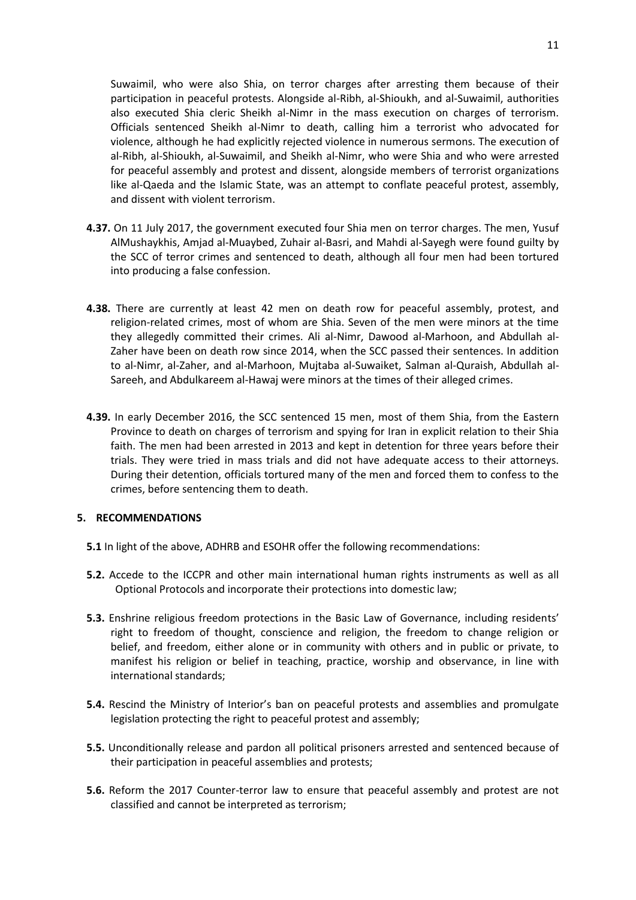Suwaimil, who were also Shia, on terror charges after arresting them because of their participation in peaceful protests. Alongside al-Ribh, al-Shioukh, and al-Suwaimil, authorities also executed Shia cleric Sheikh al-Nimr in the mass execution on charges of terrorism. Officials sentenced Sheikh al-Nimr to death, calling him a terrorist who advocated for violence, although he had explicitly rejected violence in numerous sermons. The execution of al-Ribh, al-Shioukh, al-Suwaimil, and Sheikh al-Nimr, who were Shia and who were arrested for peaceful assembly and protest and dissent, alongside members of terrorist organizations like al-Qaeda and the Islamic State, was an attempt to conflate peaceful protest, assembly, and dissent with violent terrorism.

**4.37.** On 11 July 2017, the government executed four Shia men on terror charges. The men, Yusuf AlMushaykhis, Amjad al-Muaybed, Zuhair al-Basri, and Mahdi al-Sayegh were found guilty by the SCC of terror crimes and sentenced to death, although all four men had been tortured into producing a false confession.

**4.38.** There are currently at least 42 men on death row for peaceful assembly, protest, and religion-related crimes, most of whom are Shia. Seven of the men were minors at the time they allegedly committed their crimes. Ali al-Nimr, Dawood al-Marhoon, and Abdullah al-Zaher have been on death row since 2014, when the SCC passed their sentences. In addition to al-Nimr, al-Zaher, and al-Marhoon, Mujtaba al-Suwaiket, Salman al-Quraish, Abdullah al-Sareeh, and Abdulkareem al-Hawaj were minors at the times of their alleged crimes.

**4.39.** In early December 2016, the SCC sentenced 15 men, most of them Shia, from the Eastern Province to death on charges of terrorism and spying for Iran in explicit relation to their Shia faith. The men had been arrested in 2013 and kept in detention for three years before their trials. They were tried in mass trials and did not have adequate access to their attorneys. During their detention, officials tortured many of the men and forced them to confess to the crimes, before sentencing them to death.

## 5. RECOMMENDATIONS

**5.1** In light of the above, ADHRB and ESOHR offer the following recommendations:

**5.2.** Accede to the ICCPR and other main international human rights instruments as well as all Optional Protocols and incorporate their protections into domestic law;

**5.3.** Enshrine religious freedom protections in the Basic Law of Governance, including residents' right to freedom of thought, conscience and religion, the freedom to change religion or belief, and freedom, either alone or in community with others and in public or private, to manifest his religion or belief in teaching, practice, worship and observance, in line with international standards;

**5.4.** Rescind the Ministry of Interior's ban on peaceful protests and assemblies and promulgate legislation protecting the right to peaceful protest and assembly;

**5.5.** Unconditionally release and pardon all political prisoners arrested and sentenced because of their participation in peaceful assemblies and protests;

**5.6.** Reform the 2017 Counter-terror law to ensure that peaceful assembly and protest are not classified and cannot be interpreted as terrorism;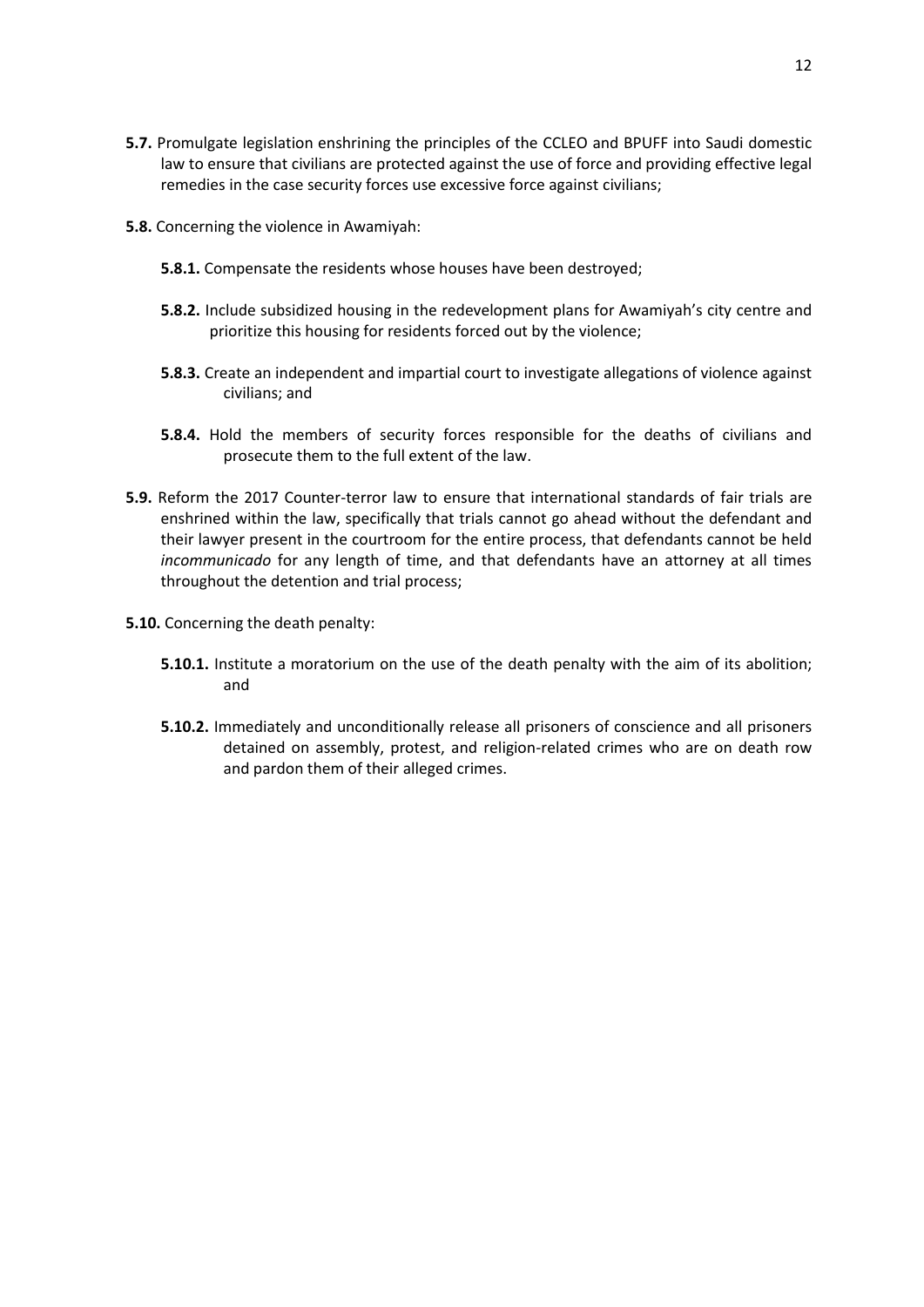**5.7.** Promulgate legislation enshrining the principles of the CCLEO and BPUFF into Saudi domestic law to ensure that civilians are protected against the use of force and providing effective legal remedies in the case security forces use excessive force against civilians;

**5.8.** Concerning the violence in Awamiyah:

- **5.8.1.** Compensate the residents whose houses have been destroyed;
- **5.8.2.** Include subsidized housing in the redevelopment plans for Awamiyah's city centre and prioritize this housing for residents forced out by the violence;
- **5.8.3.** Create an independent and impartial court to investigate allegations of violence against civilians; and
- **5.8.4.** Hold the members of security forces responsible for the deaths of civilians and prosecute them to the full extent of the law.

**5.9.** Reform the 2017 Counter-terror law to ensure that international standards of fair trials are enshrined within the law, specifically that trials cannot go ahead without the defendant and their lawyer present in the courtroom for the entire process, that defendants cannot be held *incommunicado* for any length of time, and that defendants have an attorney at all times throughout the detention and trial process;

**5.10.** Concerning the death penalty:

- **5.10.1.** Institute a moratorium on the use of the death penalty with the aim of its abolition; and
- **5.10.2.** Immediately and unconditionally release all prisoners of conscience and all prisoners detained on assembly, protest, and religion-related crimes who are on death row and pardon them of their alleged crimes.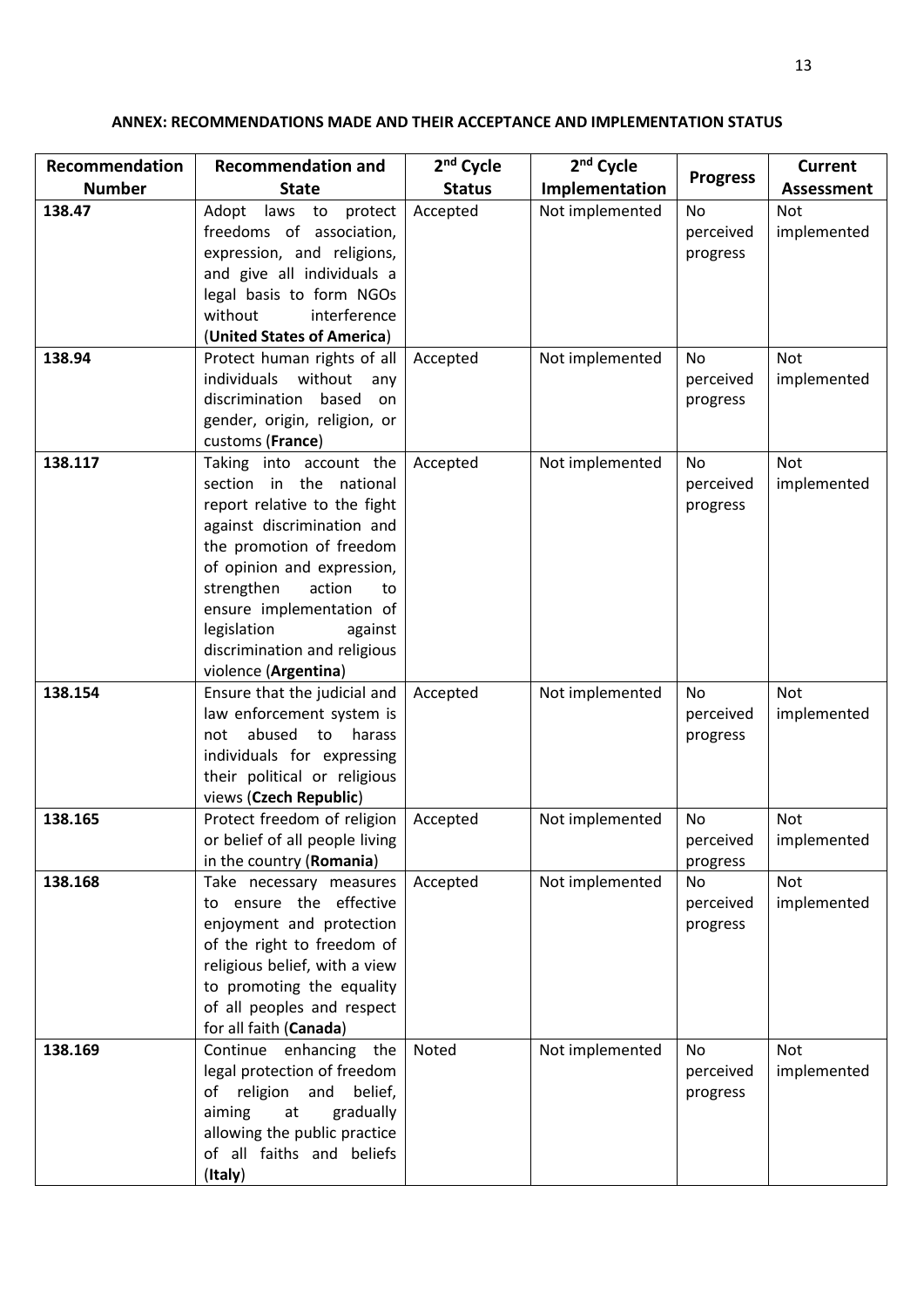**ANNEX: RECOMMENDATIONS MADE AND THEIR ACCEPTANCE AND IMPLEMENTATION STATUS**

| Recommendation Number | Recommendation and State | 2nd Cycle Status | 2nd Cycle Implementation | Progress | Current Assessment |
|---|---|---|---|---|---|
| **138.47** | Adopt laws to protect freedoms of association, expression, and religions, and give all individuals a legal basis to form NGOs without interference (**United States of America**) | Accepted | Not implemented | No perceived progress | Not implemented |
| **138.94** | Protect human rights of all individuals without any discrimination based on gender, origin, religion, or customs (**France**) | Accepted | Not implemented | No perceived progress | Not implemented |
| **138.117** | Taking into account the section in the national report relative to the fight against discrimination and the promotion of freedom of opinion and expression, strengthen action to ensure implementation of legislation against discrimination and religious violence (**Argentina**) | Accepted | Not implemented | No perceived progress | Not implemented |
| **138.154** | Ensure that the judicial and law enforcement system is not abused to harass individuals for expressing their political or religious views (**Czech Republic**) | Accepted | Not implemented | No perceived progress | Not implemented |
| **138.165** | Protect freedom of religion or belief of all people living in the country (**Romania**) | Accepted | Not implemented | No perceived progress | Not implemented |
| **138.168** | Take necessary measures to ensure the effective enjoyment and protection of the right to freedom of religious belief, with a view to promoting the equality of all peoples and respect for all faith (**Canada**) | Accepted | Not implemented | No perceived progress | Not implemented |
| **138.169** | Continue enhancing the legal protection of freedom of religion and belief, aiming at gradually allowing the public practice of all faiths and beliefs (**Italy**) | Noted | Not implemented | No perceived progress | Not implemented |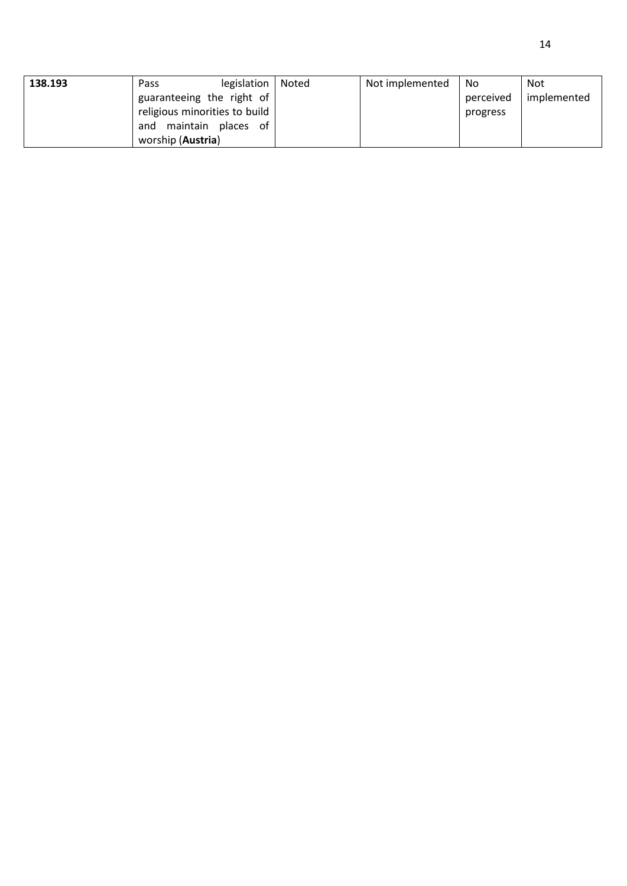| | | | | | |
|---|---|---|---|---|---|
| **138.193** | Pass legislation guaranteeing the right of religious minorities to build and maintain places of worship (**Austria**) | Noted | Not implemented | No perceived progress | Not implemented |